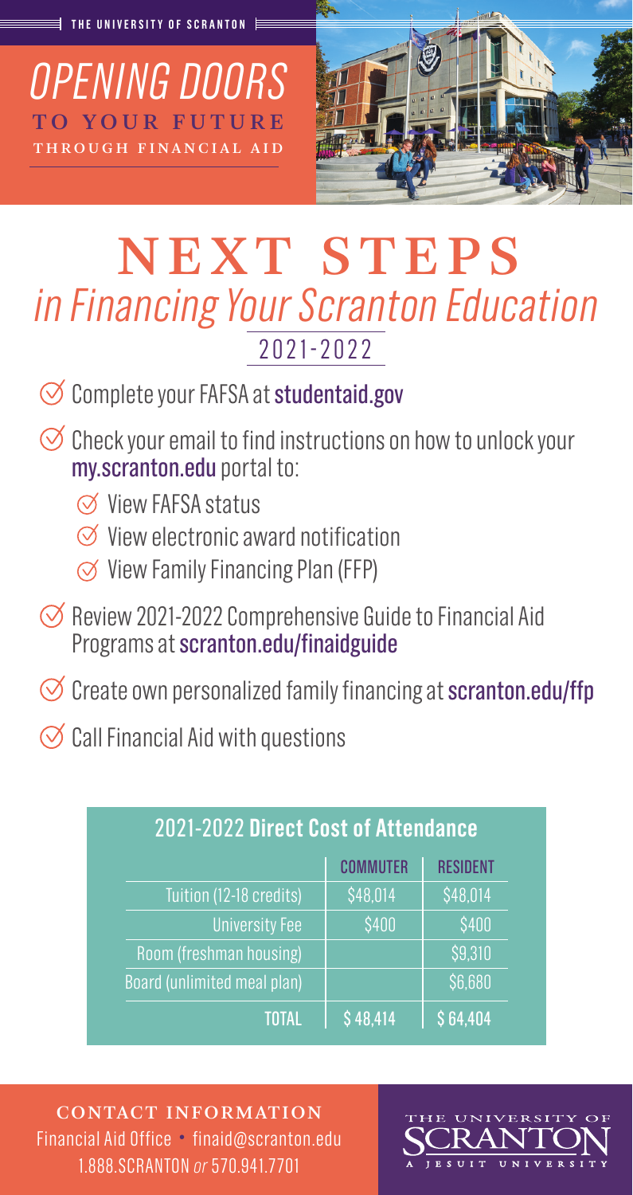THE UNIVERSITY OF SCRANTON

# *OPENING DOORS* TO YOUR FUTURE THROUGH FINANCIAL AID

# NEXT STEPS
## *in Financing Your Scranton Education*

2021-2022

- Complete your FAFSA at **studentaid.gov**
- Check your email to find instructions on how to unlock your **my.scranton.edu** portal to:
  - View FAFSA status
  - View electronic award notification
  - View Family Financing Plan (FFP)
- Review 2021-2022 Comprehensive Guide to Financial Aid Programs at **scranton.edu/finaidguide**
- Create own personalized family financing at **scranton.edu/ffp**
- Call Financial Aid with questions

### 2021-2022 Direct Cost of Attendance

| | COMMUTER | RESIDENT |
|---|---|---|
| Tuition (12-18 credits) | $48,014 | $48,014 |
| University Fee | $400 | $400 |
| Room (freshman housing) | | $9,310 |
| Board (unlimited meal plan) | | $6,680 |
| TOTAL | $ 48,414 | $ 64,404 |

**CONTACT INFORMATION**

Financial Aid Office • finaid@scranton.edu
1.888.SCRANTON *or* 570.941.7701

THE UNIVERSITY OF SCRANTON
A JESUIT UNIVERSITY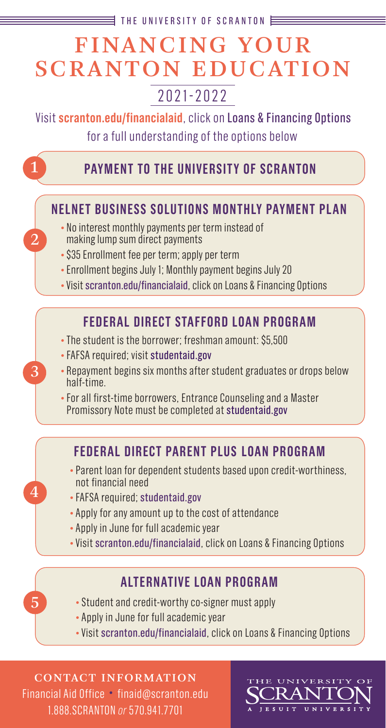THE UNIVERSITY OF SCRANTON

# FINANCING YOUR SCRANTON EDUCATION

## 2021-2022

Visit **scranton.edu/financialaid**, click on Loans & Financing Options for a full understanding of the options below

### 1 PAYMENT TO THE UNIVERSITY OF SCRANTON

### 2 NELNET BUSINESS SOLUTIONS MONTHLY PAYMENT PLAN

- No interest monthly payments per term instead of making lump sum direct payments
- $35 Enrollment fee per term; apply per term
- Enrollment begins July 1; Monthly payment begins July 20
- Visit scranton.edu/financialaid, click on Loans & Financing Options

### 3 FEDERAL DIRECT STAFFORD LOAN PROGRAM

- The student is the borrower; freshman amount: $5,500
- FAFSA required; visit studentaid.gov
- Repayment begins six months after student graduates or drops below half-time.
- For all first-time borrowers, Entrance Counseling and a Master Promissory Note must be completed at studentaid.gov

### 4 FEDERAL DIRECT PARENT PLUS LOAN PROGRAM

- Parent loan for dependent students based upon credit-worthiness, not financial need
- FAFSA required; studentaid.gov
- Apply for any amount up to the cost of attendance
- Apply in June for full academic year
- Visit scranton.edu/financialaid, click on Loans & Financing Options

### 5 ALTERNATIVE LOAN PROGRAM

- Student and credit-worthy co-signer must apply
- Apply in June for full academic year
- Visit scranton.edu/financialaid, click on Loans & Financing Options

**CONTACT INFORMATION**

Financial Aid Office • finaid@scranton.edu

1.888.SCRANTON *or* 570.941.7701

THE UNIVERSITY OF SCRANTON

A JESUIT UNIVERSITY